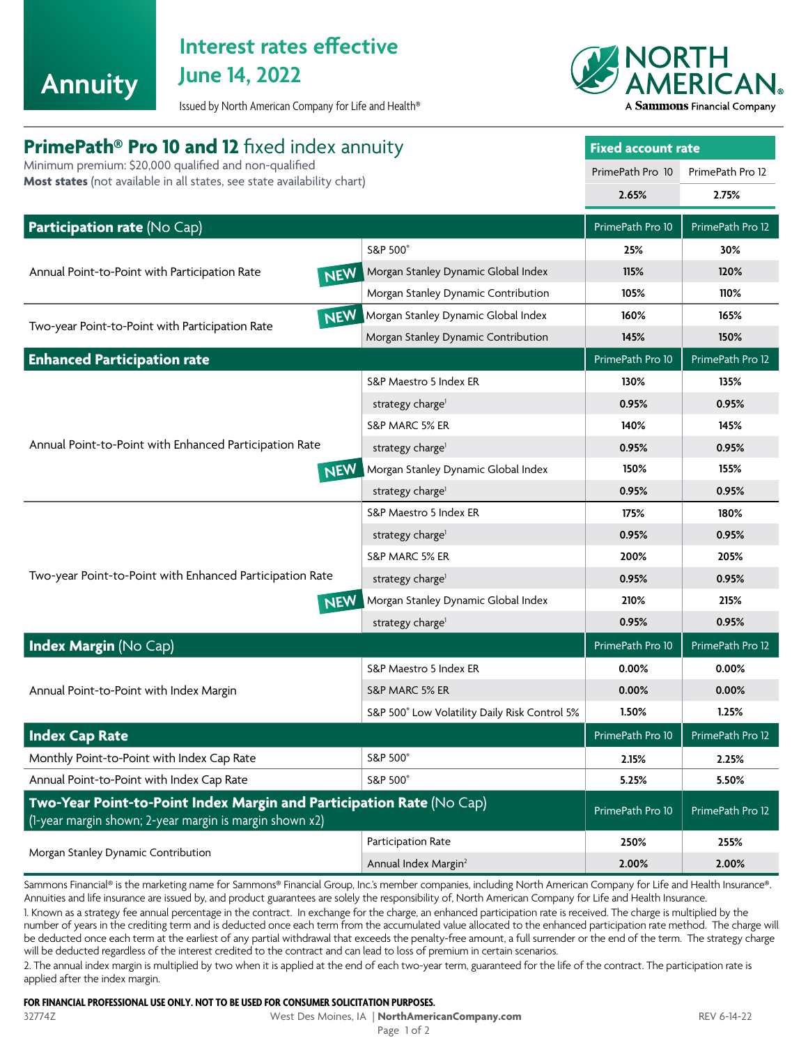# Annuity

## Interest rates effective June 14, 2022

Issued by North American Company for Life and Health®

NORTH AMERICAN® A Sammons Financial Company

## PrimePath® Pro 10 and 12 fixed index annuity

Minimum premium: $20,000 qualified and non-qualified
**Most states** (not available in all states, see state availability chart)

| Fixed account rate | |
|---|---|
| PrimePath Pro 10 | PrimePath Pro 12 |
| **2.65%** | **2.75%** |

| **Participation rate** (No Cap) | | PrimePath Pro 10 | PrimePath Pro 12 |
|---|---|---|---|
| Annual Point-to-Point with Participation Rate | S&P 500® | **25%** | **30%** |
| | NEW Morgan Stanley Dynamic Global Index | **115%** | **120%** |
| | Morgan Stanley Dynamic Contribution | **105%** | **110%** |
| Two-year Point-to-Point with Participation Rate | NEW Morgan Stanley Dynamic Global Index | **160%** | **165%** |
| | Morgan Stanley Dynamic Contribution | **145%** | **150%** |
| **Enhanced Participation rate** | | **PrimePath Pro 10** | **PrimePath Pro 12** |
| Annual Point-to-Point with Enhanced Participation Rate | S&P Maestro 5 Index ER | **130%** | **135%** |
| | strategy charge[1] | **0.95%** | **0.95%** |
| | S&P MARC 5% ER | **140%** | **145%** |
| | strategy charge[1] | **0.95%** | **0.95%** |
| | NEW Morgan Stanley Dynamic Global Index | **150%** | **155%** |
| | strategy charge[1] | **0.95%** | **0.95%** |
| Two-year Point-to-Point with Enhanced Participation Rate | S&P Maestro 5 Index ER | **175%** | **180%** |
| | strategy charge[1] | **0.95%** | **0.95%** |
| | S&P MARC 5% ER | **200%** | **205%** |
| | strategy charge[1] | **0.95%** | **0.95%** |
| | NEW Morgan Stanley Dynamic Global Index | **210%** | **215%** |
| | strategy charge[1] | **0.95%** | **0.95%** |
| **Index Margin** (No Cap) | | **PrimePath Pro 10** | **PrimePath Pro 12** |
| Annual Point-to-Point with Index Margin | S&P Maestro 5 Index ER | **0.00%** | **0.00%** |
| | S&P MARC 5% ER | **0.00%** | **0.00%** |
| | S&P 500® Low Volatility Daily Risk Control 5% | **1.50%** | **1.25%** |
| **Index Cap Rate** | | **PrimePath Pro 10** | **PrimePath Pro 12** |
| Monthly Point-to-Point with Index Cap Rate | S&P 500® | **2.15%** | **2.25%** |
| Annual Point-to-Point with Index Cap Rate | S&P 500® | **5.25%** | **5.50%** |
| **Two-Year Point-to-Point Index Margin and Participation Rate** (No Cap) (1-year margin shown; 2-year margin is margin shown x2) | | **PrimePath Pro 10** | **PrimePath Pro 12** |
| Morgan Stanley Dynamic Contribution | Participation Rate | **250%** | **255%** |
| | Annual Index Margin[2] | **2.00%** | **2.00%** |

Sammons Financial® is the marketing name for Sammons® Financial Group, Inc.'s member companies, including North American Company for Life and Health Insurance®. Annuities and life insurance are issued by, and product guarantees are solely the responsibility of, North American Company for Life and Health Insurance.

1. Known as a strategy fee annual percentage in the contract. In exchange for the charge, an enhanced participation rate is received. The charge is multiplied by the number of years in the crediting term and is deducted once each term from the accumulated value allocated to the enhanced participation rate method. The charge will be deducted once each term at the earliest of any partial withdrawal that exceeds the penalty-free amount, a full surrender or the end of the term. The strategy charge will be deducted regardless of the interest credited to the contract and can lead to loss of premium in certain scenarios.

2. The annual index margin is multiplied by two when it is applied at the end of each two-year term, guaranteed for the life of the contract. The participation rate is applied after the index margin.

**FOR FINANCIAL PROFESSIONAL USE ONLY. NOT TO BE USED FOR CONSUMER SOLICITATION PURPOSES.**

32774Z West Des Moines, IA | **NorthAmericanCompany.com** REV 6-14-22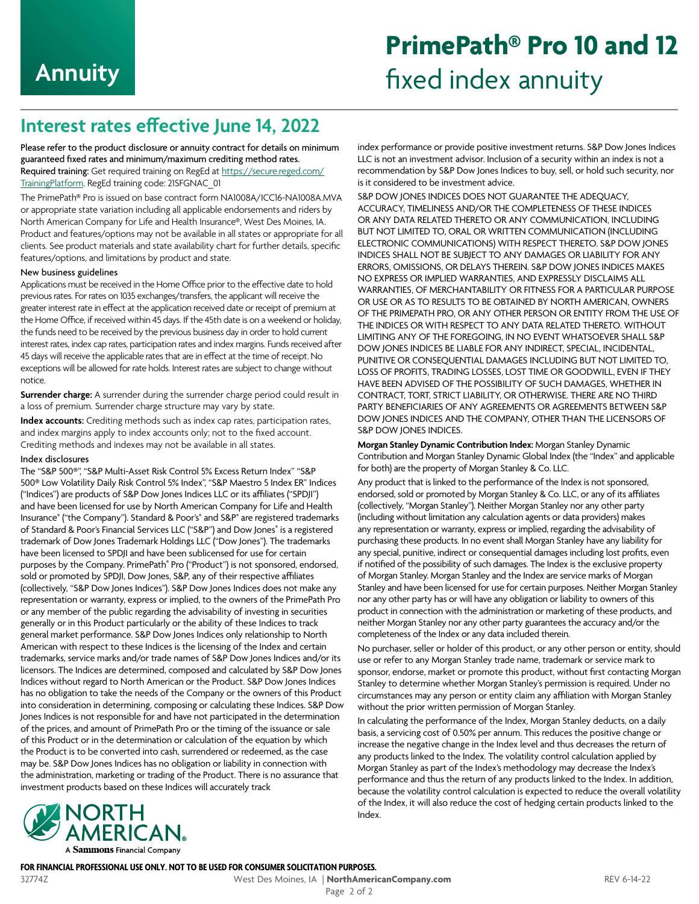# Annuity

# PrimePath® Pro 10 and 12 fixed index annuity

## Interest rates effective June 14, 2022

Please refer to the product disclosure or annuity contract for details on minimum guaranteed fixed rates and minimum/maximum crediting method rates.

**Required training:** Get required training on RegEd at https://secure.reged.com/TrainingPlatform. RegEd training code: 21SFGNAC_01

The PrimePath® Pro is issued on base contract form NA1008A/ICC16-NA1008A.MVA or appropriate state variation including all applicable endorsements and riders by North American Company for Life and Health Insurance®, West Des Moines, IA. Product and features/options may not be available in all states or appropriate for all clients. See product materials and state availability chart for further details, specific features/options, and limitations by product and state.

### New business guidelines

Applications must be received in the Home Office prior to the effective date to hold previous rates. For rates on 1035 exchanges/transfers, the applicant will receive the greater interest rate in effect at the application received date or receipt of premium at the Home Office, if received within 45 days. If the 45th date is on a weekend or holiday, the funds need to be received by the previous business day in order to hold current interest rates, index cap rates, participation rates and index margins. Funds received after 45 days will receive the applicable rates that are in effect at the time of receipt. No exceptions will be allowed for rate holds. Interest rates are subject to change without notice.

**Surrender charge:** A surrender during the surrender charge period could result in a loss of premium. Surrender charge structure may vary by state.

**Index accounts:** Crediting methods such as index cap rates, participation rates, and index margins apply to index accounts only; not to the fixed account. Crediting methods and indexes may not be available in all states.

### Index disclosures

The "S&P 500®", "S&P Multi-Asset Risk Control 5% Excess Return Index" "S&P 500® Low Volatility Daily Risk Control 5% Index", "S&P Maestro 5 Index ER" Indices ("Indices") are products of S&P Dow Jones Indices LLC or its affiliates ("SPDJI") and have been licensed for use by North American Company for Life and Health Insurance® ("the Company"). Standard & Poor's® and S&P® are registered trademarks of Standard & Poor's Financial Services LLC ("S&P") and Dow Jones® is a registered trademark of Dow Jones Trademark Holdings LLC ("Dow Jones"). The trademarks have been licensed to SPDJI and have been sublicensed for use for certain purposes by the Company. PrimePath® Pro ("Product") is not sponsored, endorsed, sold or promoted by SPDJI, Dow Jones, S&P, any of their respective affiliates (collectively, "S&P Dow Jones Indices"). S&P Dow Jones Indices does not make any representation or warranty, express or implied, to the owners of the PrimePath Pro or any member of the public regarding the advisability of investing in securities generally or in this Product particularly or the ability of these Indices to track general market performance. S&P Dow Jones Indices only relationship to North American with respect to these Indices is the licensing of the Index and certain trademarks, service marks and/or trade names of S&P Dow Jones Indices and/or its licensors. The Indices are determined, composed and calculated by S&P Dow Jones Indices without regard to North American or the Product. S&P Dow Jones Indices has no obligation to take the needs of the Company or the owners of this Product into consideration in determining, composing or calculating these Indices. S&P Dow Jones Indices is not responsible for and have not participated in the determination of the prices, and amount of PrimePath Pro or the timing of the issuance or sale of this Product or in the determination or calculation of the equation by which the Product is to be converted into cash, surrendered or redeemed, as the case may be. S&P Dow Jones Indices has no obligation or liability in connection with the administration, marketing or trading of the Product. There is no assurance that investment products based on these Indices will accurately track index performance or provide positive investment returns. S&P Dow Jones Indices LLC is not an investment advisor. Inclusion of a security within an index is not a recommendation by S&P Dow Jones Indices to buy, sell, or hold such security, nor is it considered to be investment advice.

S&P DOW JONES INDICES DOES NOT GUARANTEE THE ADEQUACY, ACCURACY, TIMELINESS AND/OR THE COMPLETENESS OF THESE INDICES OR ANY DATA RELATED THERETO OR ANY COMMUNICATION, INCLUDING BUT NOT LIMITED TO, ORAL OR WRITTEN COMMUNICATION (INCLUDING ELECTRONIC COMMUNICATIONS) WITH RESPECT THERETO. S&P DOW JONES INDICES SHALL NOT BE SUBJECT TO ANY DAMAGES OR LIABILITY FOR ANY ERRORS, OMISSIONS, OR DELAYS THEREIN. S&P DOW JONES INDICES MAKES NO EXPRESS OR IMPLIED WARRANTIES, AND EXPRESSLY DISCLAIMS ALL WARRANTIES, OF MERCHANTABILITY OR FITNESS FOR A PARTICULAR PURPOSE OR USE OR AS TO RESULTS TO BE OBTAINED BY NORTH AMERICAN, OWNERS OF THE PRIMEPATH PRO, OR ANY OTHER PERSON OR ENTITY FROM THE USE OF THE INDICES OR WITH RESPECT TO ANY DATA RELATED THERETO. WITHOUT LIMITING ANY OF THE FOREGOING, IN NO EVENT WHATSOEVER SHALL S&P DOW JONES INDICES BE LIABLE FOR ANY INDIRECT, SPECIAL, INCIDENTAL, PUNITIVE OR CONSEQUENTIAL DAMAGES INCLUDING BUT NOT LIMITED TO, LOSS OF PROFITS, TRADING LOSSES, LOST TIME OR GOODWILL, EVEN IF THEY HAVE BEEN ADVISED OF THE POSSIBILITY OF SUCH DAMAGES, WHETHER IN CONTRACT, TORT, STRICT LIABILITY, OR OTHERWISE. THERE ARE NO THIRD PARTY BENEFICIARIES OF ANY AGREEMENTS OR AGREEMENTS BETWEEN S&P DOW JONES INDICES AND THE COMPANY, OTHER THAN THE LICENSORS OF S&P DOW JONES INDICES.

**Morgan Stanley Dynamic Contribution Index:** Morgan Stanley Dynamic Contribution and Morgan Stanley Dynamic Global Index (the "Index" and applicable for both) are the property of Morgan Stanley & Co. LLC.

Any product that is linked to the performance of the Index is not sponsored, endorsed, sold or promoted by Morgan Stanley & Co. LLC, or any of its affiliates (collectively, "Morgan Stanley"). Neither Morgan Stanley nor any other party (including without limitation any calculation agents or data providers) makes any representation or warranty, express or implied, regarding the advisability of purchasing these products. In no event shall Morgan Stanley have any liability for any special, punitive, indirect or consequential damages including lost profits, even if notified of the possibility of such damages. The Index is the exclusive property of Morgan Stanley. Morgan Stanley and the Index are service marks of Morgan Stanley and have been licensed for use for certain purposes. Neither Morgan Stanley nor any other party has or will have any obligation or liability to owners of this product in connection with the administration or marketing of these products, and neither Morgan Stanley nor any other party guarantees the accuracy and/or the completeness of the Index or any data included therein.

No purchaser, seller or holder of this product, or any other person or entity, should use or refer to any Morgan Stanley trade name, trademark or service mark to sponsor, endorse, market or promote this product, without first contacting Morgan Stanley to determine whether Morgan Stanley's permission is required. Under no circumstances may any person or entity claim any affiliation with Morgan Stanley without the prior written permission of Morgan Stanley.

In calculating the performance of the Index, Morgan Stanley deducts, on a daily basis, a servicing cost of 0.50% per annum. This reduces the positive change or increase the negative change in the Index level and thus decreases the return of any products linked to the Index. The volatility control calculation applied by Morgan Stanley as part of the Index's methodology may decrease the Index's performance and thus the return of any products linked to the Index. In addition, because the volatility control calculation is expected to reduce the overall volatility of the Index, it will also reduce the cost of hedging certain products linked to the Index.

NORTH AMERICAN®
A Sammons Financial Company

**FOR FINANCIAL PROFESSIONAL USE ONLY. NOT TO BE USED FOR CONSUMER SOLICITATION PURPOSES.**

32774Z West Des Moines, IA | **NorthAmericanCompany.com** REV 6-14-22